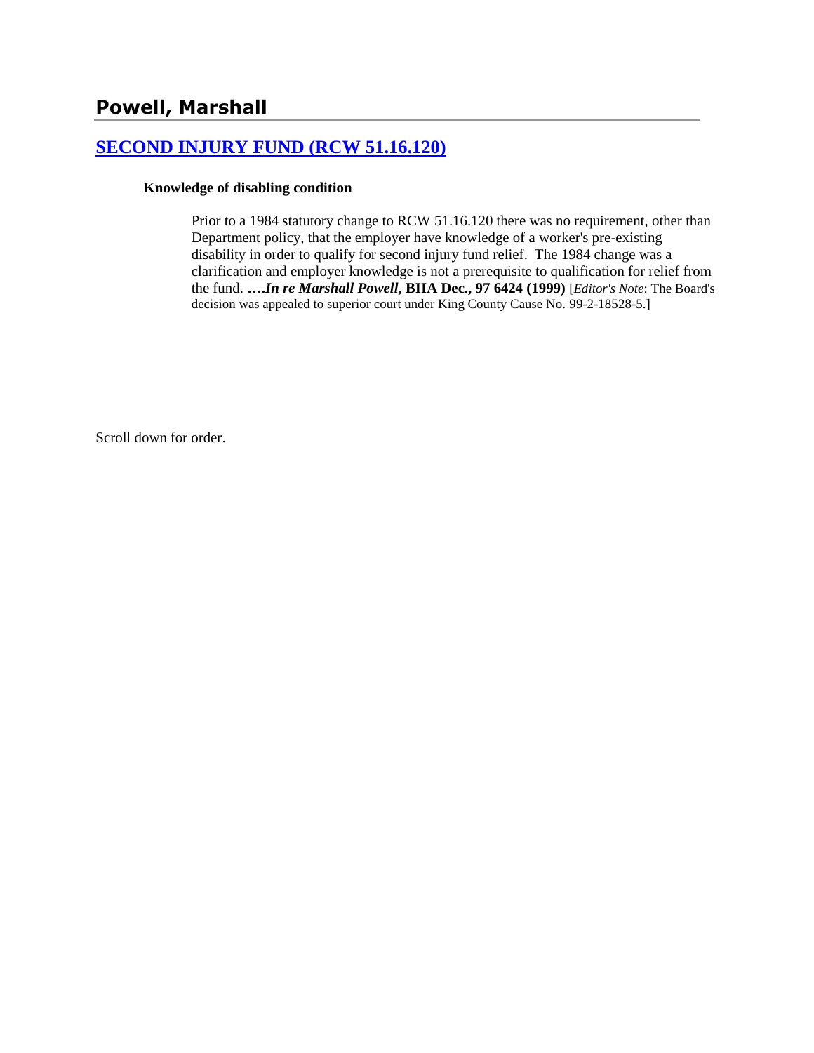# Powell, Marshall

## [SECOND INJURY FUND (RCW 51.16.120)]

### Knowledge of disabling condition

Prior to a 1984 statutory change to RCW 51.16.120 there was no requirement, other than Department policy, that the employer have knowledge of a worker's pre-existing disability in order to qualify for second injury fund relief. The 1984 change was a clarification and employer knowledge is not a prerequisite to qualification for relief from the fund. ***….In re Marshall Powell*, BIIA Dec., 97 6424 (1999)** [*Editor's Note*: The Board's decision was appealed to superior court under King County Cause No. 99-2-18528-5.]

Scroll down for order.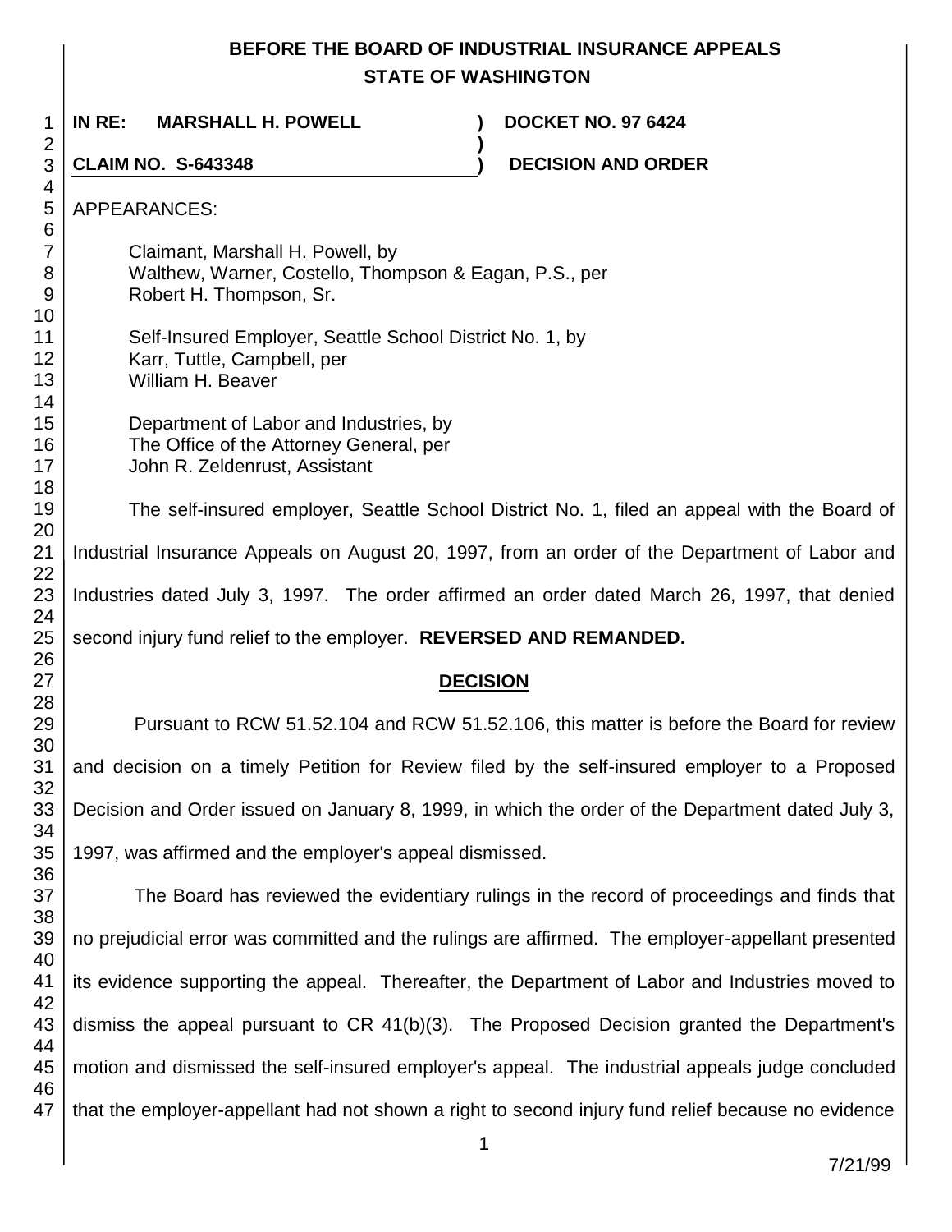**BEFORE THE BOARD OF INDUSTRIAL INSURANCE APPEALS**
**STATE OF WASHINGTON**

| | | |
|---|---|---|
| **IN RE: MARSHALL H. POWELL** | **)** | **DOCKET NO. 97 6424** |
| | **)** | |
| **CLAIM NO. S-643348** | **)** | **DECISION AND ORDER** |

APPEARANCES:

Claimant, Marshall H. Powell, by
Walthew, Warner, Costello, Thompson & Eagan, P.S., per
Robert H. Thompson, Sr.

Self-Insured Employer, Seattle School District No. 1, by
Karr, Tuttle, Campbell, per
William H. Beaver

Department of Labor and Industries, by
The Office of the Attorney General, per
John R. Zeldenrust, Assistant

The self-insured employer, Seattle School District No. 1, filed an appeal with the Board of Industrial Insurance Appeals on August 20, 1997, from an order of the Department of Labor and Industries dated July 3, 1997. The order affirmed an order dated March 26, 1997, that denied second injury fund relief to the employer. **REVERSED AND REMANDED.**

## DECISION

Pursuant to RCW 51.52.104 and RCW 51.52.106, this matter is before the Board for review and decision on a timely Petition for Review filed by the self-insured employer to a Proposed Decision and Order issued on January 8, 1999, in which the order of the Department dated July 3, 1997, was affirmed and the employer's appeal dismissed.

The Board has reviewed the evidentiary rulings in the record of proceedings and finds that no prejudicial error was committed and the rulings are affirmed. The employer-appellant presented its evidence supporting the appeal. Thereafter, the Department of Labor and Industries moved to dismiss the appeal pursuant to CR 41(b)(3). The Proposed Decision granted the Department's motion and dismissed the self-insured employer's appeal. The industrial appeals judge concluded that the employer-appellant had not shown a right to second injury fund relief because no evidence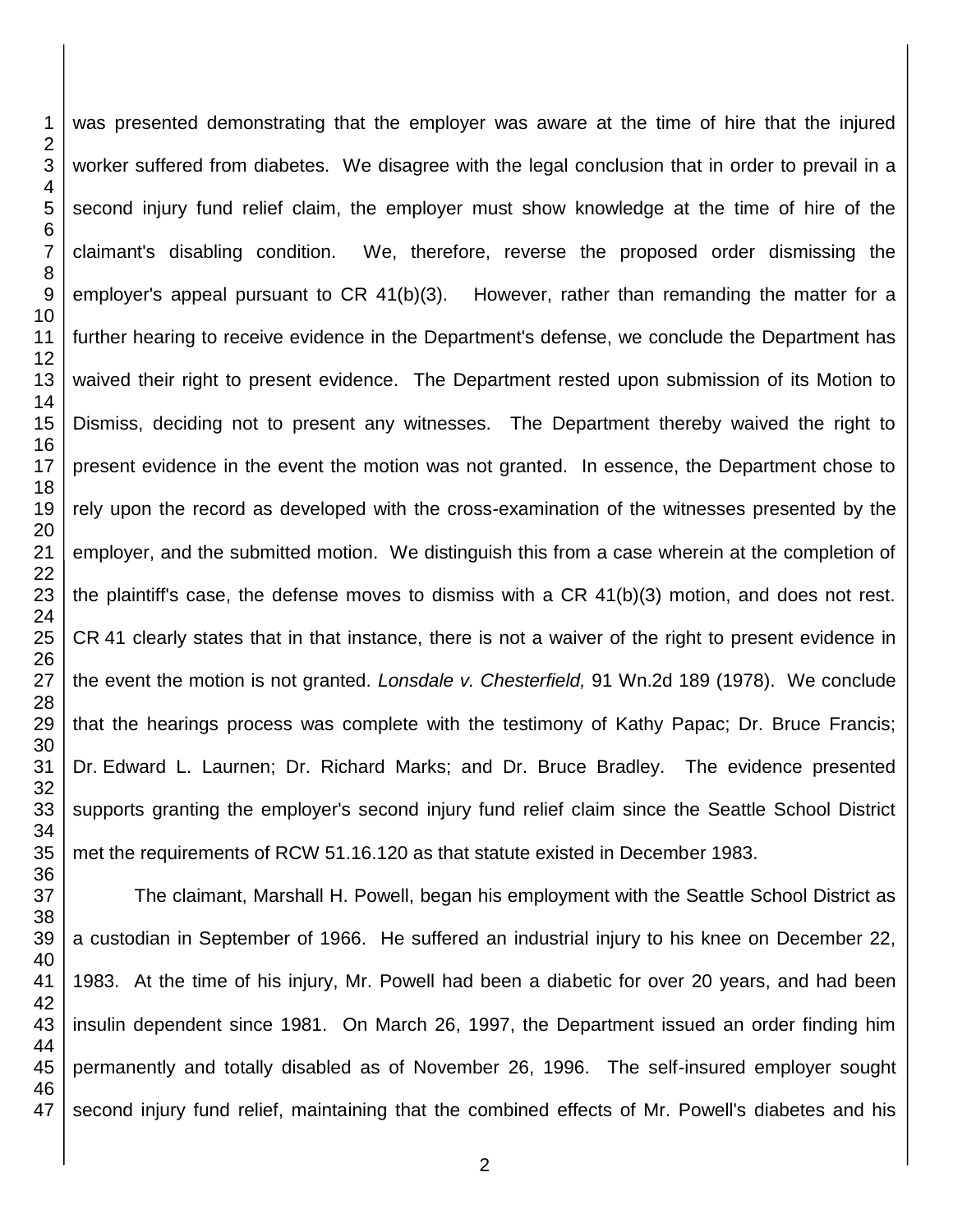was presented demonstrating that the employer was aware at the time of hire that the injured worker suffered from diabetes. We disagree with the legal conclusion that in order to prevail in a second injury fund relief claim, the employer must show knowledge at the time of hire of the claimant's disabling condition. We, therefore, reverse the proposed order dismissing the employer's appeal pursuant to CR 41(b)(3). However, rather than remanding the matter for a further hearing to receive evidence in the Department's defense, we conclude the Department has waived their right to present evidence. The Department rested upon submission of its Motion to Dismiss, deciding not to present any witnesses. The Department thereby waived the right to present evidence in the event the motion was not granted. In essence, the Department chose to rely upon the record as developed with the cross-examination of the witnesses presented by the employer, and the submitted motion. We distinguish this from a case wherein at the completion of the plaintiff's case, the defense moves to dismiss with a CR 41(b)(3) motion, and does not rest. CR 41 clearly states that in that instance, there is not a waiver of the right to present evidence in the event the motion is not granted. *Lonsdale v. Chesterfield,* 91 Wn.2d 189 (1978). We conclude that the hearings process was complete with the testimony of Kathy Papac; Dr. Bruce Francis; Dr. Edward L. Laurnen; Dr. Richard Marks; and Dr. Bruce Bradley. The evidence presented supports granting the employer's second injury fund relief claim since the Seattle School District met the requirements of RCW 51.16.120 as that statute existed in December 1983.

The claimant, Marshall H. Powell, began his employment with the Seattle School District as a custodian in September of 1966. He suffered an industrial injury to his knee on December 22, 1983. At the time of his injury, Mr. Powell had been a diabetic for over 20 years, and had been insulin dependent since 1981. On March 26, 1997, the Department issued an order finding him permanently and totally disabled as of November 26, 1996. The self-insured employer sought second injury fund relief, maintaining that the combined effects of Mr. Powell's diabetes and his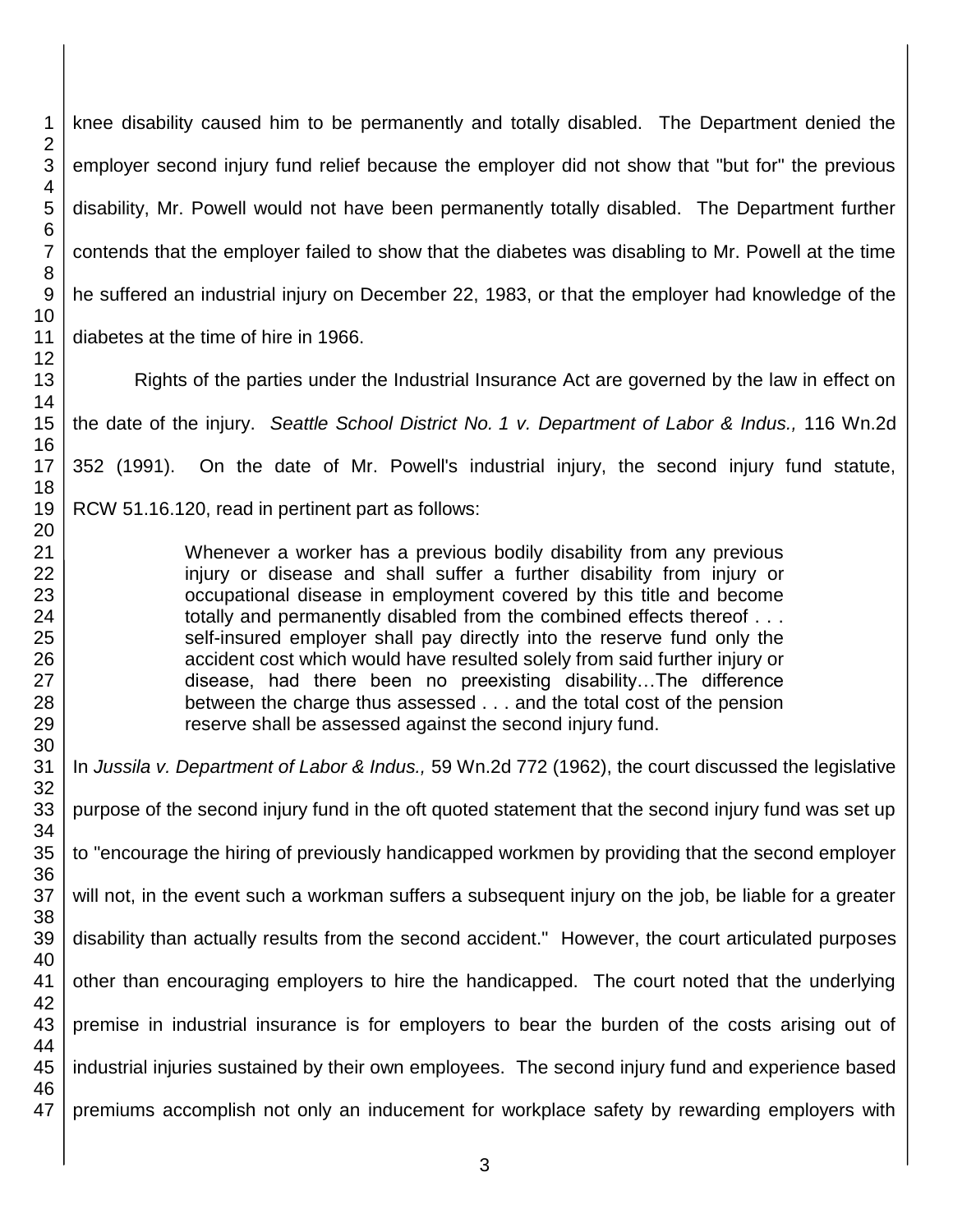knee disability caused him to be permanently and totally disabled. The Department denied the employer second injury fund relief because the employer did not show that "but for" the previous disability, Mr. Powell would not have been permanently totally disabled. The Department further contends that the employer failed to show that the diabetes was disabling to Mr. Powell at the time he suffered an industrial injury on December 22, 1983, or that the employer had knowledge of the diabetes at the time of hire in 1966.

Rights of the parties under the Industrial Insurance Act are governed by the law in effect on the date of the injury. *Seattle School District No. 1 v. Department of Labor & Indus.,* 116 Wn.2d 352 (1991). On the date of Mr. Powell's industrial injury, the second injury fund statute, RCW 51.16.120, read in pertinent part as follows:

> Whenever a worker has a previous bodily disability from any previous injury or disease and shall suffer a further disability from injury or occupational disease in employment covered by this title and become totally and permanently disabled from the combined effects thereof . . . self-insured employer shall pay directly into the reserve fund only the accident cost which would have resulted solely from said further injury or disease, had there been no preexisting disability…The difference between the charge thus assessed . . . and the total cost of the pension reserve shall be assessed against the second injury fund.

In *Jussila v. Department of Labor & Indus.,* 59 Wn.2d 772 (1962), the court discussed the legislative purpose of the second injury fund in the oft quoted statement that the second injury fund was set up to "encourage the hiring of previously handicapped workmen by providing that the second employer will not, in the event such a workman suffers a subsequent injury on the job, be liable for a greater disability than actually results from the second accident." However, the court articulated purposes other than encouraging employers to hire the handicapped. The court noted that the underlying premise in industrial insurance is for employers to bear the burden of the costs arising out of industrial injuries sustained by their own employees. The second injury fund and experience based premiums accomplish not only an inducement for workplace safety by rewarding employers with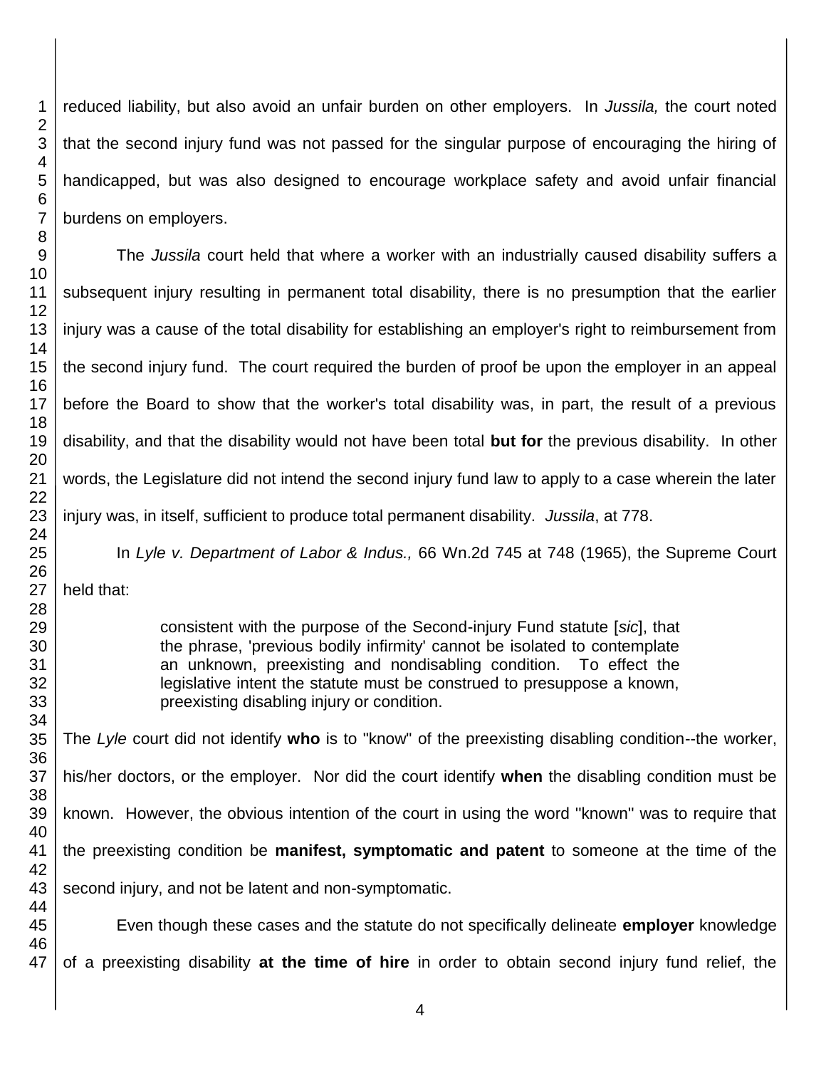reduced liability, but also avoid an unfair burden on other employers. In *Jussila,* the court noted that the second injury fund was not passed for the singular purpose of encouraging the hiring of handicapped, but was also designed to encourage workplace safety and avoid unfair financial burdens on employers.

The *Jussila* court held that where a worker with an industrially caused disability suffers a subsequent injury resulting in permanent total disability, there is no presumption that the earlier injury was a cause of the total disability for establishing an employer's right to reimbursement from the second injury fund. The court required the burden of proof be upon the employer in an appeal before the Board to show that the worker's total disability was, in part, the result of a previous disability, and that the disability would not have been total **but for** the previous disability. In other words, the Legislature did not intend the second injury fund law to apply to a case wherein the later injury was, in itself, sufficient to produce total permanent disability. *Jussila*, at 778.

In *Lyle v. Department of Labor & Indus.,* 66 Wn.2d 745 at 748 (1965), the Supreme Court held that:

> consistent with the purpose of the Second-injury Fund statute [*sic*], that the phrase, 'previous bodily infirmity' cannot be isolated to contemplate an unknown, preexisting and nondisabling condition. To effect the legislative intent the statute must be construed to presuppose a known, preexisting disabling injury or condition.

The *Lyle* court did not identify **who** is to "know" of the preexisting disabling condition--the worker, his/her doctors, or the employer. Nor did the court identify **when** the disabling condition must be known. However, the obvious intention of the court in using the word "known" was to require that the preexisting condition be **manifest, symptomatic and patent** to someone at the time of the second injury, and not be latent and non-symptomatic.

Even though these cases and the statute do not specifically delineate **employer** knowledge of a preexisting disability **at the time of hire** in order to obtain second injury fund relief, the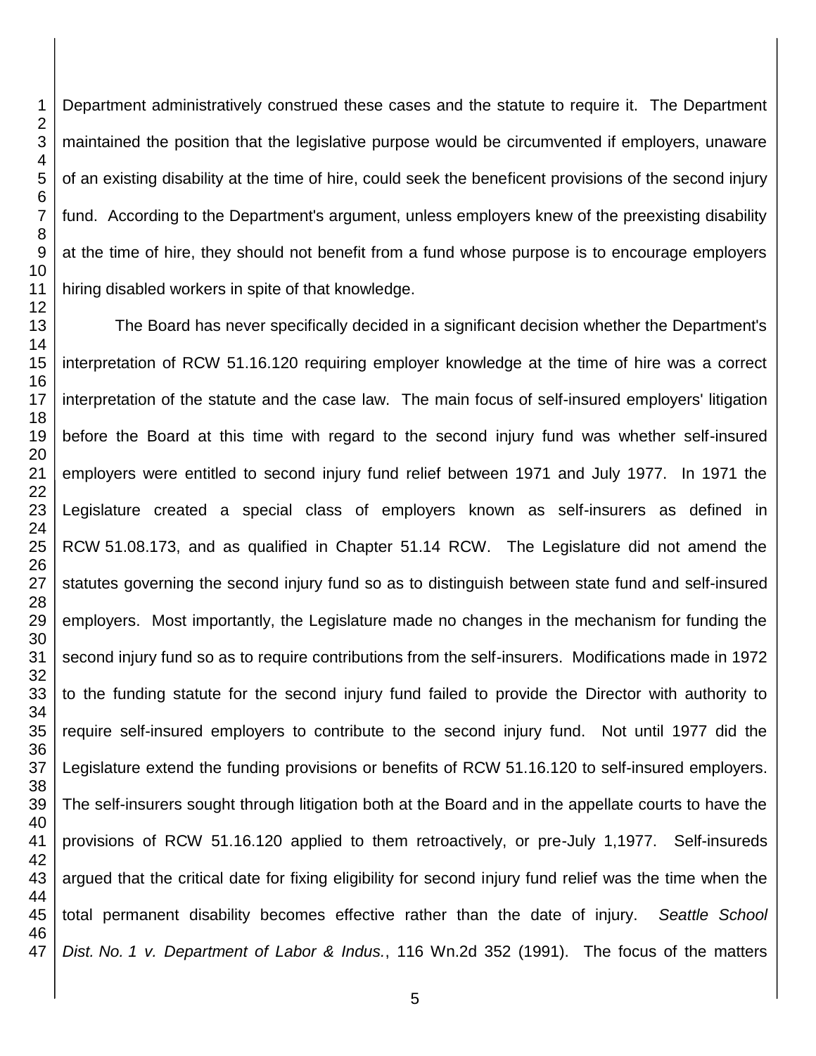Department administratively construed these cases and the statute to require it. The Department maintained the position that the legislative purpose would be circumvented if employers, unaware of an existing disability at the time of hire, could seek the beneficent provisions of the second injury fund. According to the Department's argument, unless employers knew of the preexisting disability at the time of hire, they should not benefit from a fund whose purpose is to encourage employers hiring disabled workers in spite of that knowledge.

The Board has never specifically decided in a significant decision whether the Department's interpretation of RCW 51.16.120 requiring employer knowledge at the time of hire was a correct interpretation of the statute and the case law. The main focus of self-insured employers' litigation before the Board at this time with regard to the second injury fund was whether self-insured employers were entitled to second injury fund relief between 1971 and July 1977. In 1971 the Legislature created a special class of employers known as self-insurers as defined in RCW 51.08.173, and as qualified in Chapter 51.14 RCW. The Legislature did not amend the statutes governing the second injury fund so as to distinguish between state fund and self-insured employers. Most importantly, the Legislature made no changes in the mechanism for funding the second injury fund so as to require contributions from the self-insurers. Modifications made in 1972 to the funding statute for the second injury fund failed to provide the Director with authority to require self-insured employers to contribute to the second injury fund. Not until 1977 did the Legislature extend the funding provisions or benefits of RCW 51.16.120 to self-insured employers. The self-insurers sought through litigation both at the Board and in the appellate courts to have the provisions of RCW 51.16.120 applied to them retroactively, or pre-July 1,1977. Self-insureds argued that the critical date for fixing eligibility for second injury fund relief was the time when the total permanent disability becomes effective rather than the date of injury. *Seattle School Dist. No. 1 v. Department of Labor & Indus.*, 116 Wn.2d 352 (1991). The focus of the matters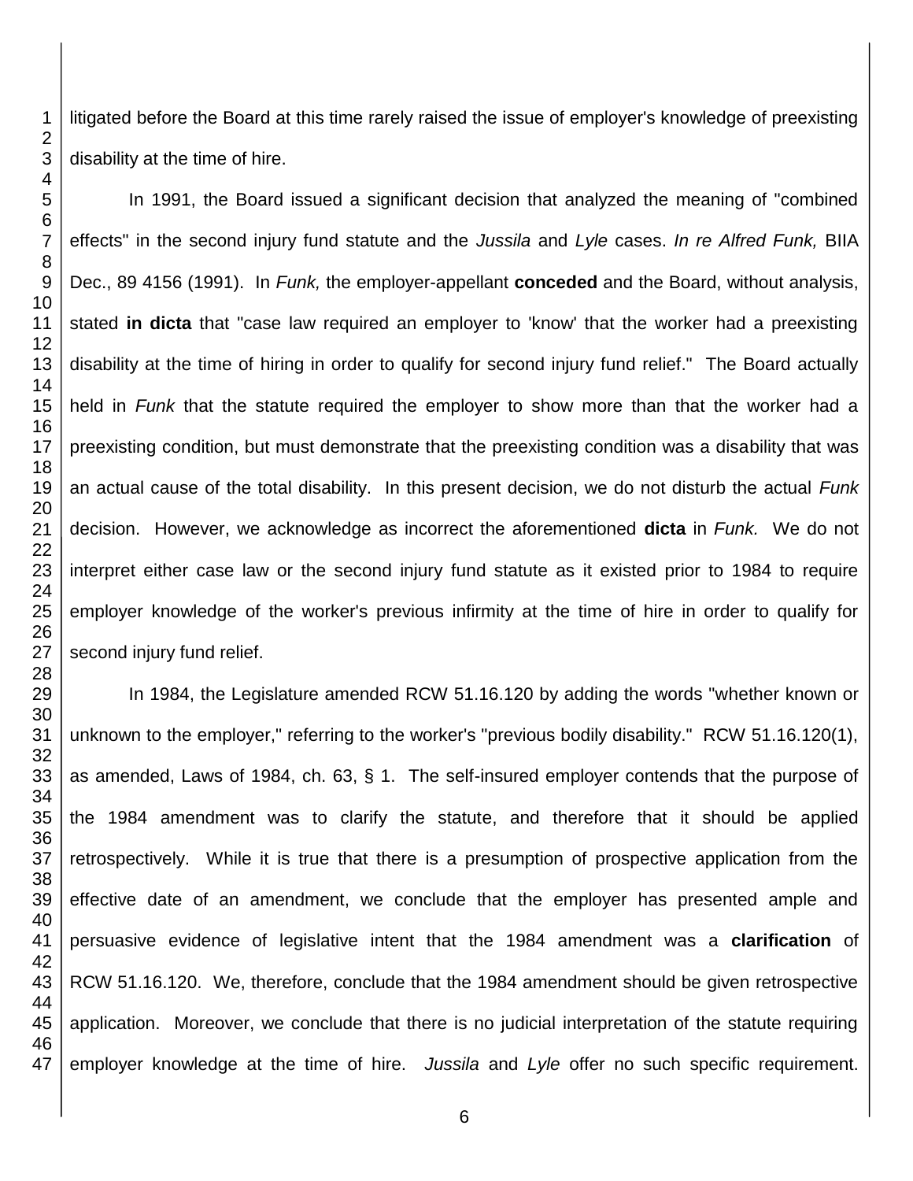litigated before the Board at this time rarely raised the issue of employer's knowledge of preexisting disability at the time of hire.

In 1991, the Board issued a significant decision that analyzed the meaning of "combined effects" in the second injury fund statute and the *Jussila* and *Lyle* cases. *In re Alfred Funk,* BIIA Dec., 89 4156 (1991). In *Funk,* the employer-appellant **conceded** and the Board, without analysis, stated **in dicta** that "case law required an employer to 'know' that the worker had a preexisting disability at the time of hiring in order to qualify for second injury fund relief." The Board actually held in *Funk* that the statute required the employer to show more than that the worker had a preexisting condition, but must demonstrate that the preexisting condition was a disability that was an actual cause of the total disability. In this present decision, we do not disturb the actual *Funk* decision. However, we acknowledge as incorrect the aforementioned **dicta** in *Funk.* We do not interpret either case law or the second injury fund statute as it existed prior to 1984 to require employer knowledge of the worker's previous infirmity at the time of hire in order to qualify for second injury fund relief.

In 1984, the Legislature amended RCW 51.16.120 by adding the words "whether known or unknown to the employer," referring to the worker's "previous bodily disability." RCW 51.16.120(1), as amended, Laws of 1984, ch. 63, § 1. The self-insured employer contends that the purpose of the 1984 amendment was to clarify the statute, and therefore that it should be applied retrospectively. While it is true that there is a presumption of prospective application from the effective date of an amendment, we conclude that the employer has presented ample and persuasive evidence of legislative intent that the 1984 amendment was a **clarification** of RCW 51.16.120. We, therefore, conclude that the 1984 amendment should be given retrospective application. Moreover, we conclude that there is no judicial interpretation of the statute requiring employer knowledge at the time of hire. *Jussila* and *Lyle* offer no such specific requirement.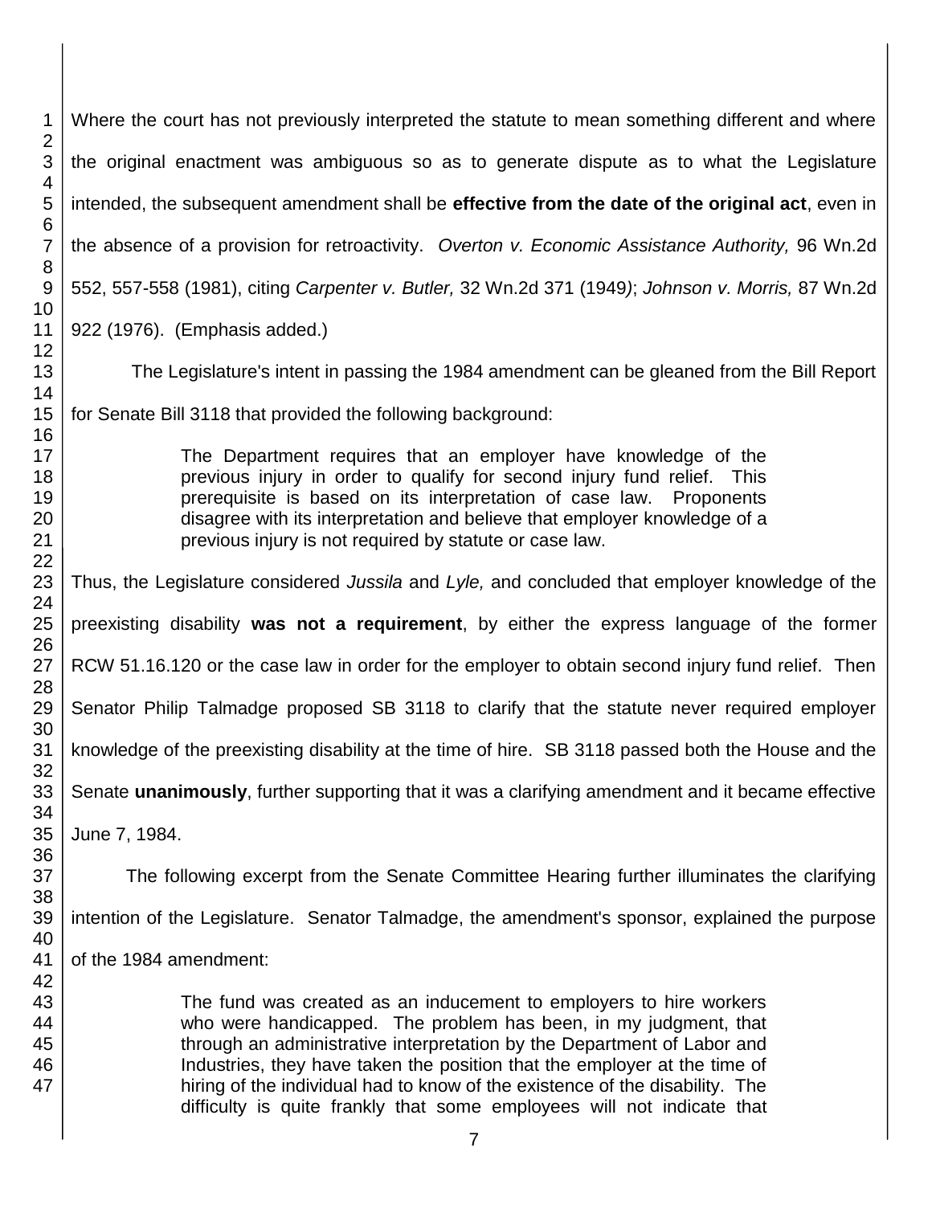Where the court has not previously interpreted the statute to mean something different and where the original enactment was ambiguous so as to generate dispute as to what the Legislature intended, the subsequent amendment shall be **effective from the date of the original act**, even in the absence of a provision for retroactivity. *Overton v. Economic Assistance Authority,* 96 Wn.2d 552, 557-558 (1981), citing *Carpenter v. Butler,* 32 Wn.2d 371 (1949); *Johnson v. Morris,* 87 Wn.2d 922 (1976). (Emphasis added.)

The Legislature's intent in passing the 1984 amendment can be gleaned from the Bill Report for Senate Bill 3118 that provided the following background:

> The Department requires that an employer have knowledge of the previous injury in order to qualify for second injury fund relief. This prerequisite is based on its interpretation of case law. Proponents disagree with its interpretation and believe that employer knowledge of a previous injury is not required by statute or case law.

Thus, the Legislature considered *Jussila* and *Lyle,* and concluded that employer knowledge of the preexisting disability **was not a requirement**, by either the express language of the former RCW 51.16.120 or the case law in order for the employer to obtain second injury fund relief. Then Senator Philip Talmadge proposed SB 3118 to clarify that the statute never required employer knowledge of the preexisting disability at the time of hire. SB 3118 passed both the House and the Senate **unanimously**, further supporting that it was a clarifying amendment and it became effective June 7, 1984.

The following excerpt from the Senate Committee Hearing further illuminates the clarifying intention of the Legislature. Senator Talmadge, the amendment's sponsor, explained the purpose of the 1984 amendment:

> The fund was created as an inducement to employers to hire workers who were handicapped. The problem has been, in my judgment, that through an administrative interpretation by the Department of Labor and Industries, they have taken the position that the employer at the time of hiring of the individual had to know of the existence of the disability. The difficulty is quite frankly that some employees will not indicate that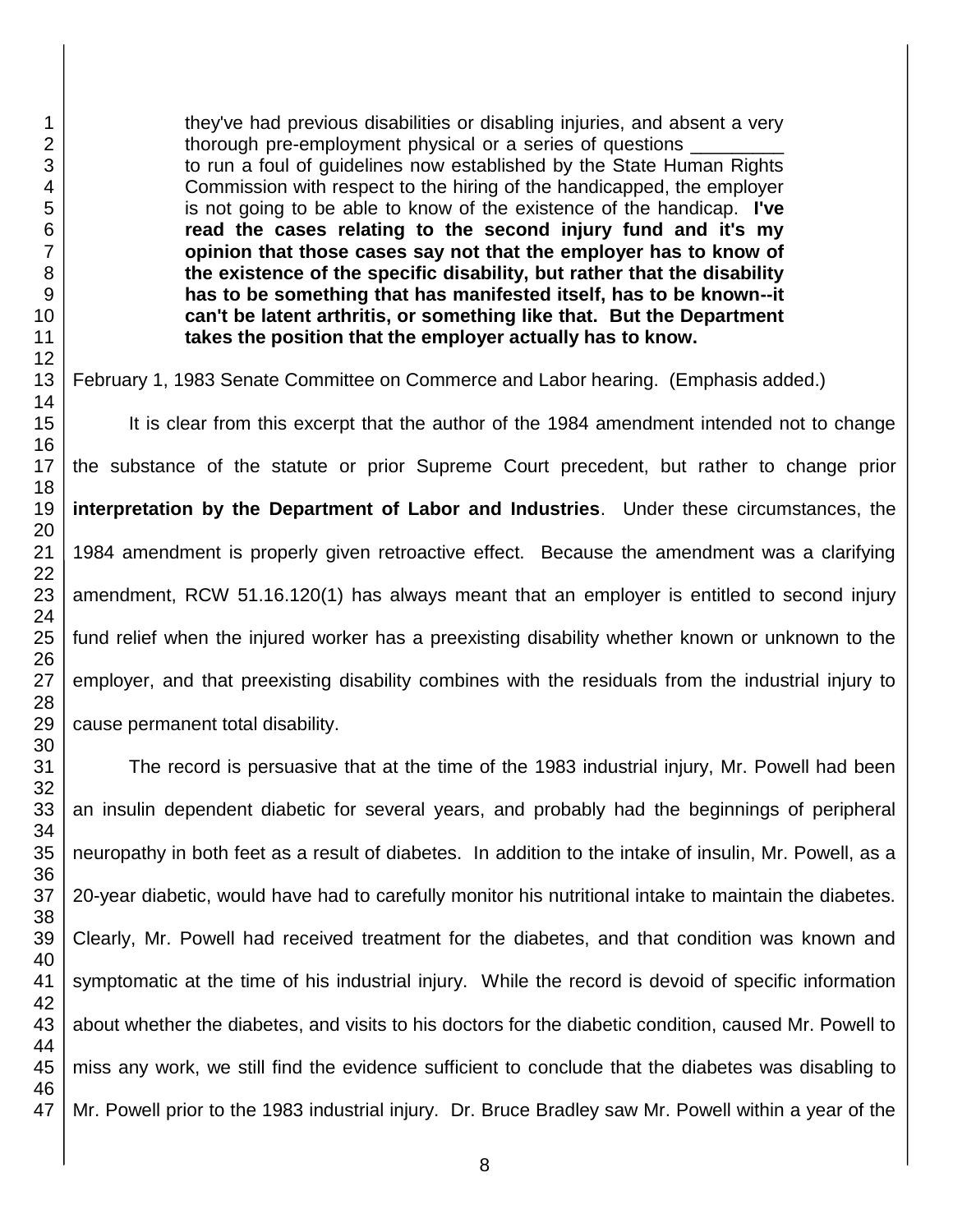> they've had previous disabilities or disabling injuries, and absent a very thorough pre-employment physical or a series of questions _________ to run a foul of guidelines now established by the State Human Rights Commission with respect to the hiring of the handicapped, the employer is not going to be able to know of the existence of the handicap. **I've read the cases relating to the second injury fund and it's my opinion that those cases say not that the employer has to know of the existence of the specific disability, but rather that the disability has to be something that has manifested itself, has to be known--it can't be latent arthritis, or something like that. But the Department takes the position that the employer actually has to know.**

February 1, 1983 Senate Committee on Commerce and Labor hearing. (Emphasis added.)

It is clear from this excerpt that the author of the 1984 amendment intended not to change the substance of the statute or prior Supreme Court precedent, but rather to change prior **interpretation by the Department of Labor and Industries**. Under these circumstances, the 1984 amendment is properly given retroactive effect. Because the amendment was a clarifying amendment, RCW 51.16.120(1) has always meant that an employer is entitled to second injury fund relief when the injured worker has a preexisting disability whether known or unknown to the employer, and that preexisting disability combines with the residuals from the industrial injury to cause permanent total disability.

The record is persuasive that at the time of the 1983 industrial injury, Mr. Powell had been an insulin dependent diabetic for several years, and probably had the beginnings of peripheral neuropathy in both feet as a result of diabetes. In addition to the intake of insulin, Mr. Powell, as a 20-year diabetic, would have had to carefully monitor his nutritional intake to maintain the diabetes. Clearly, Mr. Powell had received treatment for the diabetes, and that condition was known and symptomatic at the time of his industrial injury. While the record is devoid of specific information about whether the diabetes, and visits to his doctors for the diabetic condition, caused Mr. Powell to miss any work, we still find the evidence sufficient to conclude that the diabetes was disabling to Mr. Powell prior to the 1983 industrial injury. Dr. Bruce Bradley saw Mr. Powell within a year of the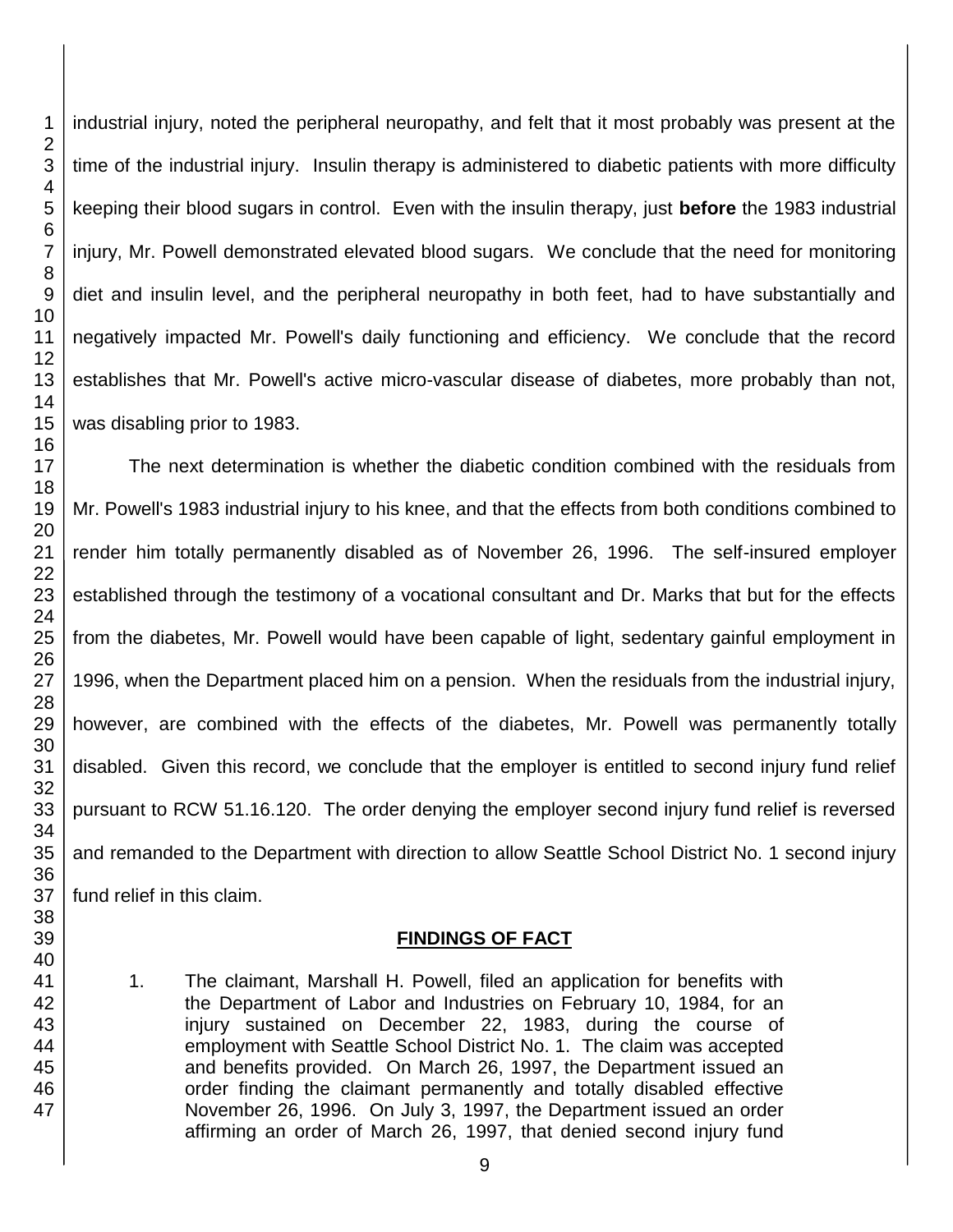industrial injury, noted the peripheral neuropathy, and felt that it most probably was present at the time of the industrial injury. Insulin therapy is administered to diabetic patients with more difficulty keeping their blood sugars in control. Even with the insulin therapy, just **before** the 1983 industrial injury, Mr. Powell demonstrated elevated blood sugars. We conclude that the need for monitoring diet and insulin level, and the peripheral neuropathy in both feet, had to have substantially and negatively impacted Mr. Powell's daily functioning and efficiency. We conclude that the record establishes that Mr. Powell's active micro-vascular disease of diabetes, more probably than not, was disabling prior to 1983.

The next determination is whether the diabetic condition combined with the residuals from Mr. Powell's 1983 industrial injury to his knee, and that the effects from both conditions combined to render him totally permanently disabled as of November 26, 1996. The self-insured employer established through the testimony of a vocational consultant and Dr. Marks that but for the effects from the diabetes, Mr. Powell would have been capable of light, sedentary gainful employment in 1996, when the Department placed him on a pension. When the residuals from the industrial injury, however, are combined with the effects of the diabetes, Mr. Powell was permanently totally disabled. Given this record, we conclude that the employer is entitled to second injury fund relief pursuant to RCW 51.16.120. The order denying the employer second injury fund relief is reversed and remanded to the Department with direction to allow Seattle School District No. 1 second injury fund relief in this claim.

## FINDINGS OF FACT

1. The claimant, Marshall H. Powell, filed an application for benefits with the Department of Labor and Industries on February 10, 1984, for an injury sustained on December 22, 1983, during the course of employment with Seattle School District No. 1. The claim was accepted and benefits provided. On March 26, 1997, the Department issued an order finding the claimant permanently and totally disabled effective November 26, 1996. On July 3, 1997, the Department issued an order affirming an order of March 26, 1997, that denied second injury fund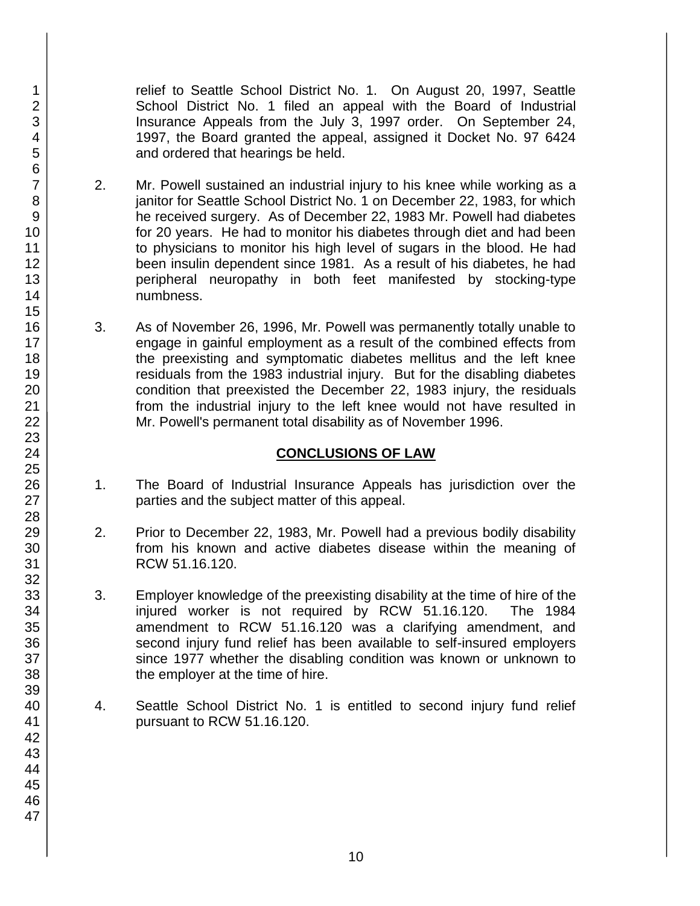relief to Seattle School District No. 1. On August 20, 1997, Seattle School District No. 1 filed an appeal with the Board of Industrial Insurance Appeals from the July 3, 1997 order. On September 24, 1997, the Board granted the appeal, assigned it Docket No. 97 6424 and ordered that hearings be held.

2. Mr. Powell sustained an industrial injury to his knee while working as a janitor for Seattle School District No. 1 on December 22, 1983, for which he received surgery. As of December 22, 1983 Mr. Powell had diabetes for 20 years. He had to monitor his diabetes through diet and had been to physicians to monitor his high level of sugars in the blood. He had been insulin dependent since 1981. As a result of his diabetes, he had peripheral neuropathy in both feet manifested by stocking-type numbness.

3. As of November 26, 1996, Mr. Powell was permanently totally unable to engage in gainful employment as a result of the combined effects from the preexisting and symptomatic diabetes mellitus and the left knee residuals from the 1983 industrial injury. But for the disabling diabetes condition that preexisted the December 22, 1983 injury, the residuals from the industrial injury to the left knee would not have resulted in Mr. Powell's permanent total disability as of November 1996.

## CONCLUSIONS OF LAW

1. The Board of Industrial Insurance Appeals has jurisdiction over the parties and the subject matter of this appeal.

2. Prior to December 22, 1983, Mr. Powell had a previous bodily disability from his known and active diabetes disease within the meaning of RCW 51.16.120.

3. Employer knowledge of the preexisting disability at the time of hire of the injured worker is not required by RCW 51.16.120. The 1984 amendment to RCW 51.16.120 was a clarifying amendment, and second injury fund relief has been available to self-insured employers since 1977 whether the disabling condition was known or unknown to the employer at the time of hire.

4. Seattle School District No. 1 is entitled to second injury fund relief pursuant to RCW 51.16.120.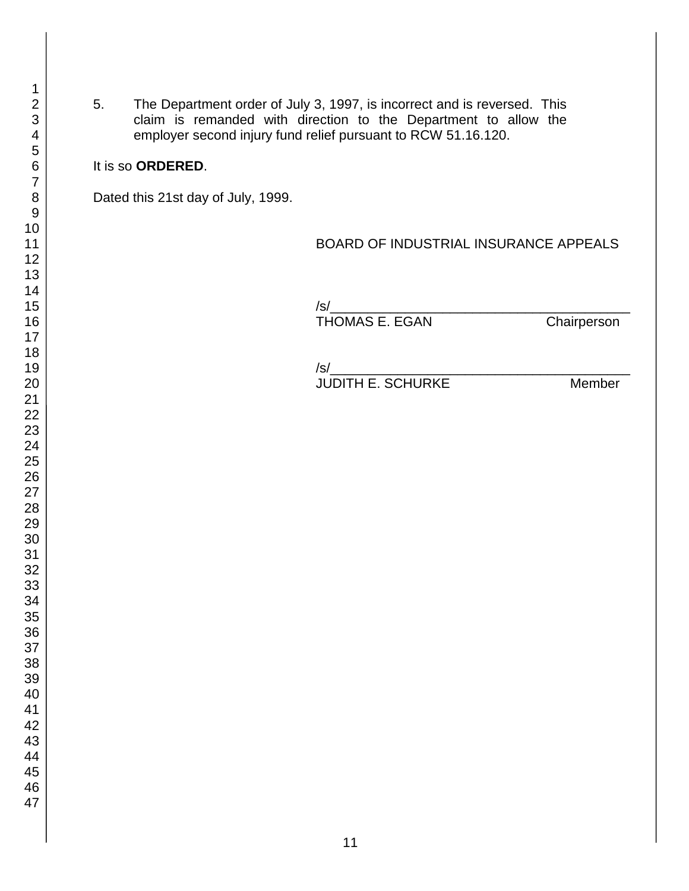5. The Department order of July 3, 1997, is incorrect and is reversed. This claim is remanded with direction to the Department to allow the employer second injury fund relief pursuant to RCW 51.16.120.

It is so **ORDERED**.

Dated this 21st day of July, 1999.

BOARD OF INDUSTRIAL INSURANCE APPEALS

/s/\_\_\_\_\_\_\_\_\_\_\_\_\_\_\_\_\_\_\_\_\_\_\_\_\_\_\_\_\_\_\_\_\_\_\_\_\_\_\_\_
THOMAS E. EGAN Chairperson

/s/\_\_\_\_\_\_\_\_\_\_\_\_\_\_\_\_\_\_\_\_\_\_\_\_\_\_\_\_\_\_\_\_\_\_\_\_\_\_\_\_
JUDITH E. SCHURKE Member